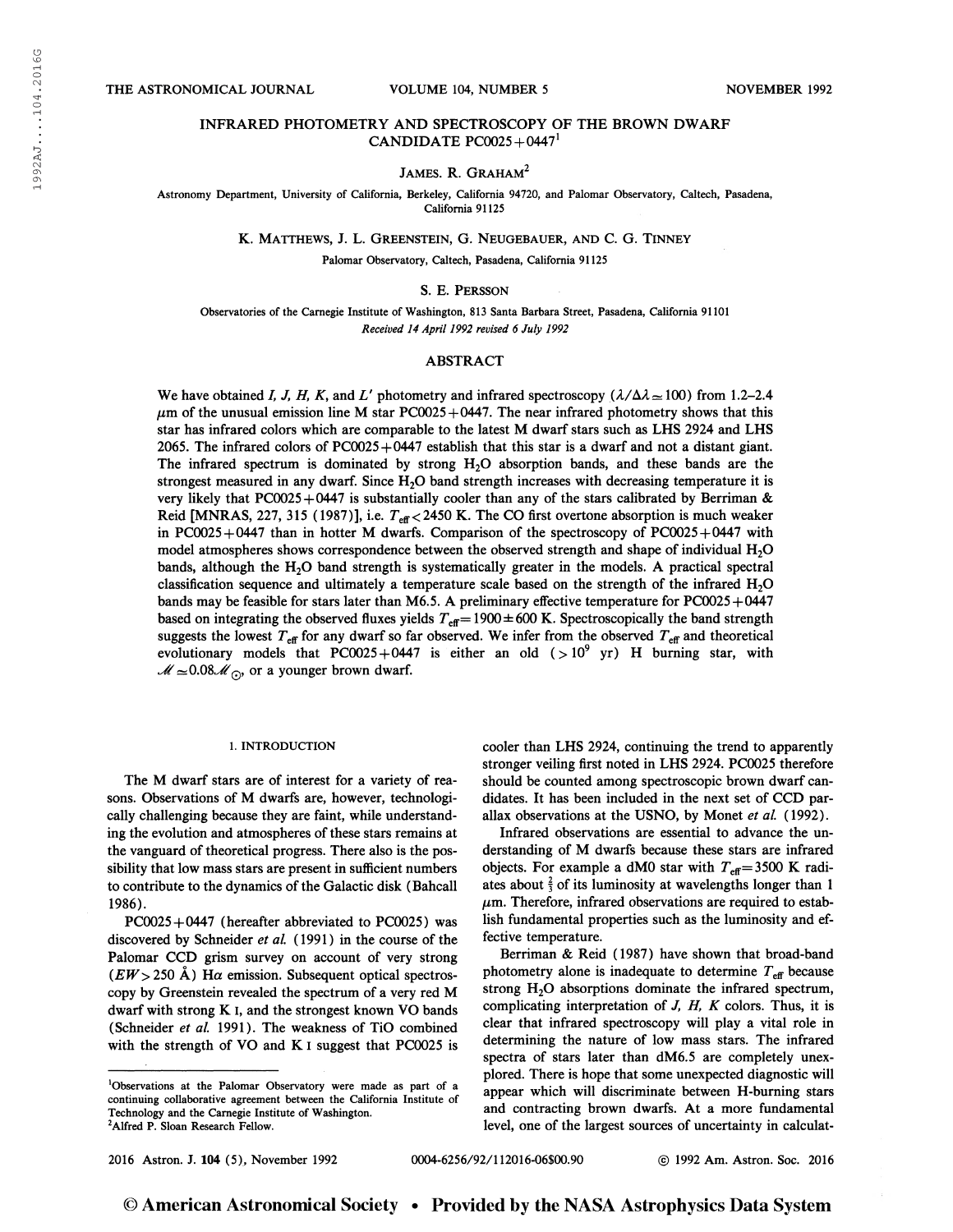# INFRARED PHOTOMETRY AND SPECTROSCOPY OF THE BROWN DWARF CANDIDATE PC0025+0447[1]

JAMES. R. GRAHAM[2]

Astronomy Department, University of California, Berkeley, California 94720, and Palomar Observatory, Caltech, Pasadena, California 91125

K. MATTHEWS, J. L. GREENSTEIN, G. NEUGEBAUER, AND C. G. TINNEY

Palomar Observatory, Caltech, Pasadena, California 91125

S. E. PERSSON

Observatories of the Carnegie Institute of Washington, 813 Santa Barbara Street, Pasadena, California 91101

*Received 14 April 1992 revised 6 July 1992*

## ABSTRACT

We have obtained *I, J, H, K*, and *L'* photometry and infrared spectroscopy ($\lambda/\Delta\lambda \simeq 100$) from 1.2–2.4 $\mu$m of the unusual emission line M star PC0025+0447. The near infrared photometry shows that this star has infrared colors which are comparable to the latest M dwarf stars such as LHS 2924 and LHS 2065. The infrared colors of PC0025+0447 establish that this star is a dwarf and not a distant giant. The infrared spectrum is dominated by strong $H_2O$ absorption bands, and these bands are the strongest measured in any dwarf. Since $H_2O$ band strength increases with decreasing temperature it is very likely that PC0025+0447 is substantially cooler than any of the stars calibrated by Berriman & Reid [MNRAS, 227, 315 (1987)], i.e. $T_{\rm eff} < 2450$ K. The CO first overtone absorption is much weaker in PC0025+0447 than in hotter M dwarfs. Comparison of the spectroscopy of PC0025+0447 with model atmospheres shows correspondence between the observed strength and shape of individual $H_2O$ bands, although the $H_2O$ band strength is systematically greater in the models. A practical spectral classification sequence and ultimately a temperature scale based on the strength of the infrared $H_2O$ bands may be feasible for stars later than M6.5. A preliminary effective temperature for PC0025+0447 based on integrating the observed fluxes yields $T_{\rm eff} = 1900 \pm 600$ K. Spectroscopically the band strength suggests the lowest $T_{\rm eff}$ for any dwarf so far observed. We infer from the observed $T_{\rm eff}$ and theoretical evolutionary models that PC0025+0447 is either an old ($>10^9$ yr) H burning star, with $\mathcal{M} \simeq 0.08\mathcal{M}_\odot$, or a younger brown dwarf.

## 1. INTRODUCTION

The M dwarf stars are of interest for a variety of reasons. Observations of M dwarfs are, however, technologically challenging because they are faint, while understanding the evolution and atmospheres of these stars remains at the vanguard of theoretical progress. There also is the possibility that low mass stars are present in sufficient numbers to contribute to the dynamics of the Galactic disk (Bahcall 1986).

PC0025+0447 (hereafter abbreviated to PC0025) was discovered by Schneider *et al.* (1991) in the course of the Palomar CCD grism survey on account of very strong ($EW > 250$ Å) H$\alpha$ emission. Subsequent optical spectroscopy by Greenstein revealed the spectrum of a very red M dwarf with strong K I, and the strongest known VO bands (Schneider *et al.* 1991). The weakness of TiO combined with the strength of VO and K I suggest that PC0025 is cooler than LHS 2924, continuing the trend to apparently stronger veiling first noted in LHS 2924. PC0025 therefore should be counted among spectroscopic brown dwarf candidates. It has been included in the next set of CCD parallax observations at the USNO, by Monet *et al.* (1992).

Infrared observations are essential to advance the understanding of M dwarfs because these stars are infrared objects. For example a dM0 star with $T_{\rm eff} = 3500$ K radiates about $\frac{2}{3}$ of its luminosity at wavelengths longer than 1 $\mu$m. Therefore, infrared observations are required to establish fundamental properties such as the luminosity and effective temperature.

Berriman & Reid (1987) have shown that broad-band photometry alone is inadequate to determine $T_{\rm eff}$ because strong $H_2O$ absorptions dominate the infrared spectrum, complicating interpretation of *J, H, K* colors. Thus, it is clear that infrared spectroscopy will play a vital role in determining the nature of low mass stars. The infrared spectra of stars later than dM6.5 are completely unexplored. There is hope that some unexpected diagnostic will appear which will discriminate between H-burning stars and contracting brown dwarfs. At a more fundamental level, one of the largest sources of uncertainty in calculat-

[1] Observations at the Palomar Observatory were made as part of a continuing collaborative agreement between the California Institute of Technology and the Carnegie Institute of Washington.

[2] Alfred P. Sloan Research Fellow.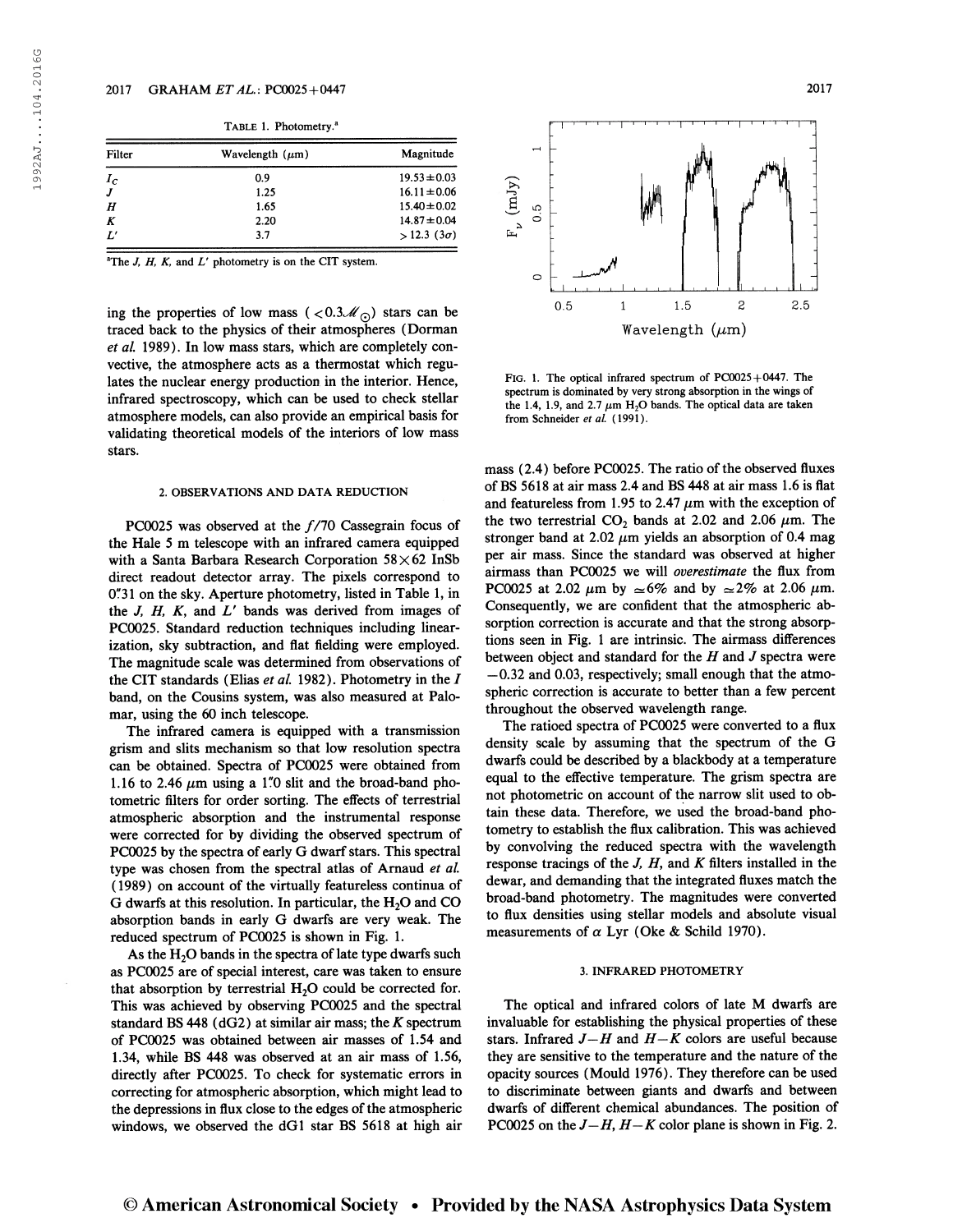TABLE 1. Photometry.[a]

| Filter | Wavelength (μm) | Magnitude |
|---|---|---|
| $I_C$ | 0.9 | 19.53±0.03 |
| $J$ | 1.25 | 16.11±0.06 |
| $H$ | 1.65 | 15.40±0.02 |
| $K$ | 2.20 | 14.87±0.04 |
| $L'$ | 3.7 | >12.3 (3σ) |

[a]The $J$, $H$, $K$, and $L'$ photometry is on the CIT system.

ing the properties of low mass ($<0.3\mathcal{M}_\odot$) stars can be traced back to the physics of their atmospheres (Dorman *et al.* 1989). In low mass stars, which are completely convective, the atmosphere acts as a thermostat which regulates the nuclear energy production in the interior. Hence, infrared spectroscopy, which can be used to check stellar atmosphere models, can also provide an empirical basis for validating theoretical models of the interiors of low mass stars.

## 2. OBSERVATIONS AND DATA REDUCTION

PC0025 was observed at the $f/70$ Cassegrain focus of the Hale 5 m telescope with an infrared camera equipped with a Santa Barbara Research Corporation 58×62 InSb direct readout detector array. The pixels correspond to 0.″31 on the sky. Aperture photometry, listed in Table 1, in the $J$, $H$, $K$, and $L'$ bands was derived from images of PC0025. Standard reduction techniques including linearization, sky subtraction, and flat fielding were employed. The magnitude scale was determined from observations of the CIT standards (Elias *et al.* 1982). Photometry in the $I$ band, on the Cousins system, was also measured at Palomar, using the 60 inch telescope.

The infrared camera is equipped with a transmission grism and slits mechanism so that low resolution spectra can be obtained. Spectra of PC0025 were obtained from 1.16 to 2.46 μm using a 1.″0 slit and the broad-band photometric filters for order sorting. The effects of terrestrial atmospheric absorption and the instrumental response were corrected for by dividing the observed spectrum of PC0025 by the spectra of early G dwarf stars. This spectral type was chosen from the spectral atlas of Arnaud *et al.* (1989) on account of the virtually featureless continua of G dwarfs at this resolution. In particular, the $H_2O$ and CO absorption bands in early G dwarfs are very weak. The reduced spectrum of PC0025 is shown in Fig. 1.

As the $H_2O$ bands in the spectra of late type dwarfs such as PC0025 are of special interest, care was taken to ensure that absorption by terrestrial $H_2O$ could be corrected for. This was achieved by observing PC0025 and the spectral standard BS 448 (dG2) at similar air mass; the $K$ spectrum of PC0025 was obtained between air masses of 1.54 and 1.34, while BS 448 was observed at an air mass of 1.56, directly after PC0025. To check for systematic errors in correcting for atmospheric absorption, which might lead to the depressions in flux close to the edges of the atmospheric windows, we observed the dG1 star BS 5618 at high air mass (2.4) before PC0025. The ratio of the observed fluxes of BS 5618 at air mass 2.4 and BS 448 at air mass 1.6 is flat and featureless from 1.95 to 2.47 μm with the exception of the two terrestrial $CO_2$ bands at 2.02 and 2.06 μm. The stronger band at 2.02 μm yields an absorption of 0.4 mag per air mass. Since the standard was observed at higher airmass than PC0025 we will *overestimate* the flux from PC0025 at 2.02 μm by ≃6% and by ≃2% at 2.06 μm. Consequently, we are confident that the atmospheric absorption correction is accurate and that the strong absorptions seen in Fig. 1 are intrinsic. The airmass differences between object and standard for the $H$ and $J$ spectra were −0.32 and 0.03, respectively; small enough that the atmospheric correction is accurate to better than a few percent throughout the observed wavelength range.

FIG. 1. The optical infrared spectrum of PC0025+0447. The spectrum is dominated by very strong absorption in the wings of the 1.4, 1.9, and 2.7 μm $H_2O$ bands. The optical data are taken from Schneider *et al.* (1991).

The ratioed spectra of PC0025 were converted to a flux density scale by assuming that the spectrum of the G dwarfs could be described by a blackbody at a temperature equal to the effective temperature. The grism spectra are not photometric on account of the narrow slit used to obtain these data. Therefore, we used the broad-band photometry to establish the flux calibration. This was achieved by convolving the reduced spectra with the wavelength response tracings of the $J$, $H$, and $K$ filters installed in the dewar, and demanding that the integrated fluxes match the broad-band photometry. The magnitudes were converted to flux densities using stellar models and absolute visual measurements of α Lyr (Oke & Schild 1970).

## 3. INFRARED PHOTOMETRY

The optical and infrared colors of late M dwarfs are invaluable for establishing the physical properties of these stars. Infrared $J-H$ and $H-K$ colors are useful because they are sensitive to the temperature and the nature of the opacity sources (Mould 1976). They therefore can be used to discriminate between giants and dwarfs and between dwarfs of different chemical abundances. The position of PC0025 on the $J-H$, $H-K$ color plane is shown in Fig. 2.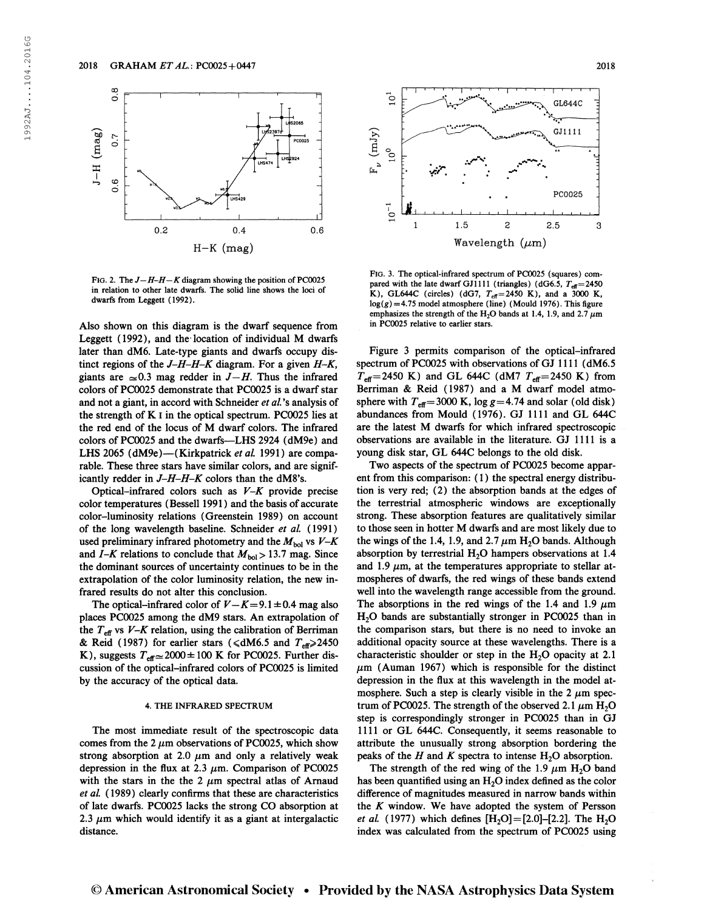FIG. 2. The $J-H$–$H-K$ diagram showing the position of PC0025 in relation to other late dwarfs. The solid line shows the loci of dwarfs from Leggett (1992).

Also shown on this diagram is the dwarf sequence from Leggett (1992), and the location of individual M dwarfs later than dM6. Late-type giants and dwarfs occupy distinct regions of the $J$–$H$–$H$–$K$ diagram. For a given $H$–$K$, giants are $\simeq 0.3$ mag redder in $J$–$H$. Thus the infrared colors of PC0025 demonstrate that PC0025 is a dwarf star and not a giant, in accord with Schneider *et al.*'s analysis of the strength of K I in the optical spectrum. PC0025 lies at the red end of the locus of M dwarf colors. The infrared colors of PC0025 and the dwarfs—LHS 2924 (dM9e) and LHS 2065 (dM9e)—(Kirkpatrick *et al.* 1991) are comparable. These three stars have similar colors, and are significantly redder in $J$–$H$–$H$–$K$ colors than the dM8's.

Optical–infrared colors such as $V$–$K$ provide precise color temperatures (Bessell 1991) and the basis of accurate color–luminosity relations (Greenstein 1989) on account of the long wavelength baseline. Schneider *et al.* (1991) used preliminary infrared photometry and the $M_{\rm bol}$ vs $V$–$K$ and $I$–$K$ relations to conclude that $M_{\rm bol} > 13.7$ mag. Since the dominant sources of uncertainty continues to be in the extrapolation of the color luminosity relation, the new infrared results do not alter this conclusion.

The optical–infrared color of $V-K = 9.1 \pm 0.4$ mag also places PC0025 among the dM9 stars. An extrapolation of the $T_{\rm eff}$ vs $V$–$K$ relation, using the calibration of Berriman & Reid (1987) for earlier stars ($<$dM6.5 and $T_{\rm eff} \geqslant 2450$ K), suggests $T_{\rm eff} \simeq 2000 \pm 100$ K for PC0025. Further discussion of the optical–infrared colors of PC0025 is limited by the accuracy of the optical data.

## 4. THE INFRARED SPECTRUM

The most immediate result of the spectroscopic data comes from the 2 $\mu$m observations of PC0025, which show strong absorption at 2.0 $\mu$m and only a relatively weak depression in the flux at 2.3 $\mu$m. Comparison of PC0025 with the stars in the the 2 $\mu$m spectral atlas of Arnaud *et al.* (1989) clearly confirms that these are characteristics of late dwarfs. PC0025 lacks the strong CO absorption at 2.3 $\mu$m which would identify it as a giant at intergalactic distance.

FIG. 3. The optical-infrared spectrum of PC0025 (squares) compared with the late dwarf GJ1111 (triangles) (dG6.5, $T_{\rm eff}=2450$ K), GL644C (circles) (dG7, $T_{\rm eff}=2450$ K), and a 3000 K, $\log(g)=4.75$ model atmosphere (line) (Mould 1976). This figure emphasizes the strength of the $H_2O$ bands at 1.4, 1.9, and 2.7 $\mu$m in PC0025 relative to earlier stars.

Figure 3 permits comparison of the optical–infrared spectrum of PC0025 with observations of GJ 1111 (dM6.5 $T_{\rm eff}=2450$ K) and GL 644C (dM7 $T_{\rm eff}=2450$ K) from Berriman & Reid (1987) and a M dwarf model atmosphere with $T_{\rm eff}=3000$ K, $\log g=4.74$ and solar (old disk) abundances from Mould (1976). GJ 1111 and GL 644C are the latest M dwarfs for which infrared spectroscopic observations are available in the literature. GJ 1111 is a young disk star, GL 644C belongs to the old disk.

Two aspects of the spectrum of PC0025 become apparent from this comparison: (1) the spectral energy distribution is very red; (2) the absorption bands at the edges of the terrestrial atmospheric windows are exceptionally strong. These absorption features are qualitatively similar to those seen in hotter M dwarfs and are most likely due to the wings of the 1.4, 1.9, and 2.7 $\mu$m $H_2O$ bands. Although absorption by terrestrial $H_2O$ hampers observations at 1.4 and 1.9 $\mu$m, at the temperatures appropriate to stellar atmospheres of dwarfs, the red wings of these bands extend well into the wavelength range accessible from the ground. The absorptions in the red wings of the 1.4 and 1.9 $\mu$m $H_2O$ bands are substantially stronger in PC0025 than in the comparison stars, but there is no need to invoke an additional opacity source at these wavelengths. There is a characteristic shoulder or step in the $H_2O$ opacity at 2.1 $\mu$m (Auman 1967) which is responsible for the distinct depression in the flux at this wavelength in the model atmosphere. Such a step is clearly visible in the 2 $\mu$m spectrum of PC0025. The strength of the observed 2.1 $\mu$m $H_2O$ step is correspondingly stronger in PC0025 than in GJ 1111 or GL 644C. Consequently, it seems reasonable to attribute the unusually strong absorption bordering the peaks of the $H$ and $K$ spectra to intense $H_2O$ absorption.

The strength of the red wing of the 1.9 $\mu$m $H_2O$ band has been quantified using an $H_2O$ index defined as the color difference of magnitudes measured in narrow bands within the $K$ window. We have adopted the system of Persson *et al.* (1977) which defines $[H_2O]=[2.0]-[2.2]$. The $H_2O$ index was calculated from the spectrum of PC0025 using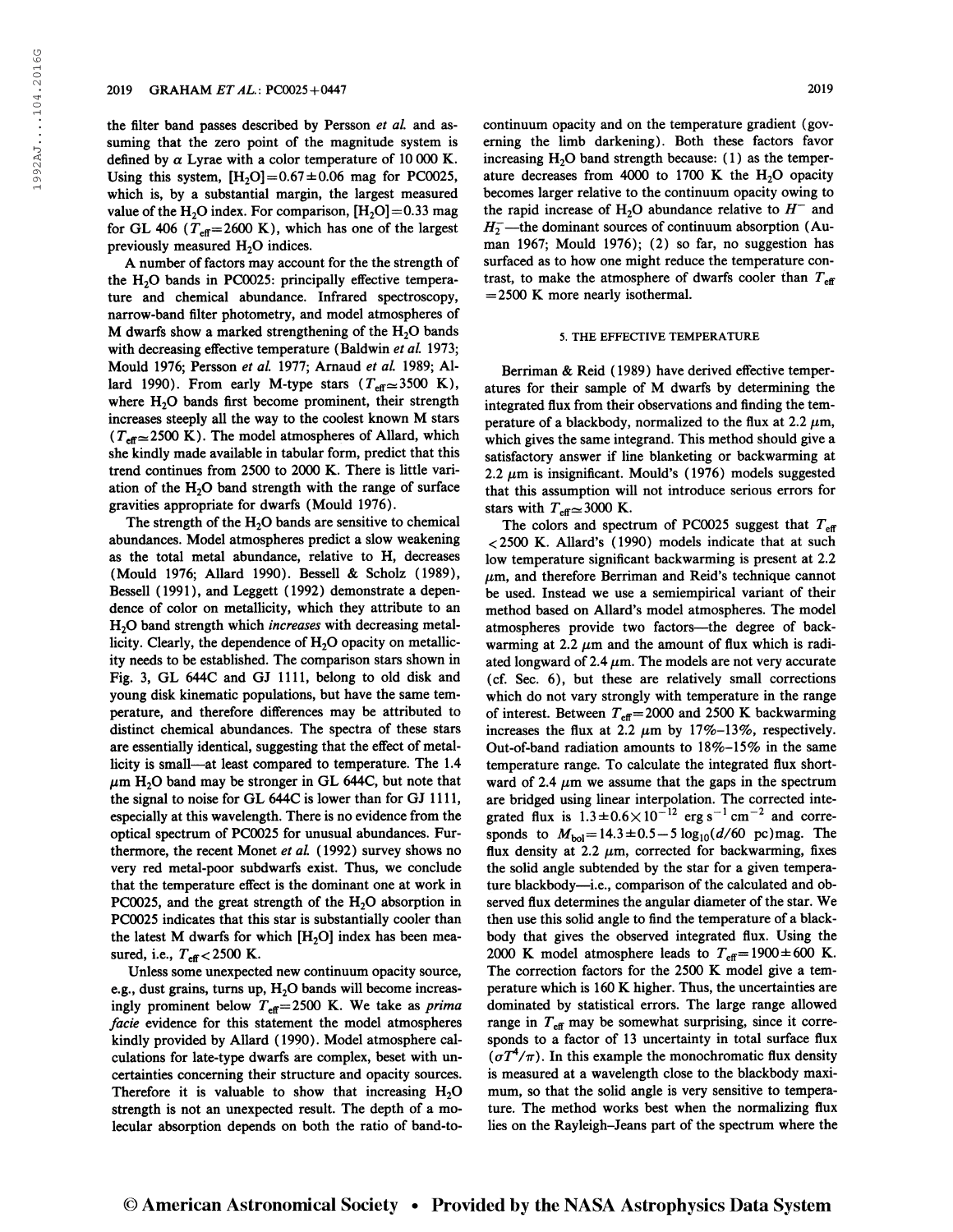the filter band passes described by Persson *et al.* and assuming that the zero point of the magnitude system is defined by $\alpha$ Lyrae with a color temperature of 10 000 K. Using this system, $[H_2O]=0.67\pm0.06$ mag for PC0025, which is, by a substantial margin, the largest measured value of the $H_2O$ index. For comparison, $[H_2O]=0.33$ mag for GL 406 ($T_{\rm eff}=2600$ K), which has one of the largest previously measured $H_2O$ indices.

A number of factors may account for the the strength of the $H_2O$ bands in PC0025: principally effective temperature and chemical abundance. Infrared spectroscopy, narrow-band filter photometry, and model atmospheres of M dwarfs show a marked strengthening of the $H_2O$ bands with decreasing effective temperature (Baldwin *et al.* 1973; Mould 1976; Persson *et al.* 1977; Arnaud *et al.* 1989; Allard 1990). From early M-type stars ($T_{\rm eff}\simeq3500$ K), where $H_2O$ bands first become prominent, their strength increases steeply all the way to the coolest known M stars ($T_{\rm eff}\simeq2500$ K). The model atmospheres of Allard, which she kindly made available in tabular form, predict that this trend continues from 2500 to 2000 K. There is little variation of the $H_2O$ band strength with the range of surface gravities appropriate for dwarfs (Mould 1976).

The strength of the $H_2O$ bands are sensitive to chemical abundances. Model atmospheres predict a slow weakening as the total metal abundance, relative to H, decreases (Mould 1976; Allard 1990). Bessell & Scholz (1989), Bessell (1991), and Leggett (1992) demonstrate a dependence of color on metallicity, which they attribute to an $H_2O$ band strength which *increases* with decreasing metallicity. Clearly, the dependence of $H_2O$ opacity on metallicity needs to be established. The comparison stars shown in Fig. 3, GL 644C and GJ 1111, belong to old disk and young disk kinematic populations, but have the same temperature, and therefore differences may be attributed to distinct chemical abundances. The spectra of these stars are essentially identical, suggesting that the effect of metallicity is small—at least compared to temperature. The 1.4 $\mu$m $H_2O$ band may be stronger in GL 644C, but note that the signal to noise for GL 644C is lower than for GJ 1111, especially at this wavelength. There is no evidence from the optical spectrum of PC0025 for unusual abundances. Furthermore, the recent Monet *et al.* (1992) survey shows no very red metal-poor subdwarfs exist. Thus, we conclude that the temperature effect is the dominant one at work in PC0025, and the great strength of the $H_2O$ absorption in PC0025 indicates that this star is substantially cooler than the latest M dwarfs for which $[H_2O]$ index has been measured, i.e., $T_{\rm eff}<2500$ K.

Unless some unexpected new continuum opacity source, e.g., dust grains, turns up, $H_2O$ bands will become increasingly prominent below $T_{\rm eff}=2500$ K. We take as *prima facie* evidence for this statement the model atmospheres kindly provided by Allard (1990). Model atmosphere calculations for late-type dwarfs are complex, beset with uncertainties concerning their structure and opacity sources. Therefore it is valuable to show that increasing $H_2O$ strength is not an unexpected result. The depth of a molecular absorption depends on both the ratio of band-to-continuum opacity and on the temperature gradient (governing the limb darkening). Both these factors favor increasing $H_2O$ band strength because: (1) as the temperature decreases from 4000 to 1700 K the $H_2O$ opacity becomes larger relative to the continuum opacity owing to the rapid increase of $H_2O$ abundance relative to $H^-$ and $H_2^-$—the dominant sources of continuum absorption (Auman 1967; Mould 1976); (2) so far, no suggestion has surfaced as to how one might reduce the temperature contrast, to make the atmosphere of dwarfs cooler than $T_{\rm eff}=2500$ K more nearly isothermal.

## 5. THE EFFECTIVE TEMPERATURE

Berriman & Reid (1989) have derived effective temperatures for their sample of M dwarfs by determining the integrated flux from their observations and finding the temperature of a blackbody, normalized to the flux at 2.2 $\mu$m, which gives the same integrand. This method should give a satisfactory answer if line blanketing or backwarming at 2.2 $\mu$m is insignificant. Mould's (1976) models suggested that this assumption will not introduce serious errors for stars with $T_{\rm eff}\simeq3000$ K.

The colors and spectrum of PC0025 suggest that $T_{\rm eff}<2500$ K. Allard's (1990) models indicate that at such low temperature significant backwarming is present at 2.2 $\mu$m, and therefore Berriman and Reid's technique cannot be used. Instead we use a semiempirical variant of their method based on Allard's model atmospheres. The model atmospheres provide two factors—the degree of backwarming at 2.2 $\mu$m and the amount of flux which is radiated longward of 2.4 $\mu$m. The models are not very accurate (cf. Sec. 6), but these are relatively small corrections which do not vary strongly with temperature in the range of interest. Between $T_{\rm eff}=2000$ and 2500 K backwarming increases the flux at 2.2 $\mu$m by 17%–13%, respectively. Out-of-band radiation amounts to 18%–15% in the same temperature range. To calculate the integrated flux shortward of 2.4 $\mu$m we assume that the gaps in the spectrum are bridged using linear interpolation. The corrected integrated flux is $1.3\pm0.6\times10^{-12}$ erg s$^{-1}$ cm$^{-2}$ and corresponds to $M_{\rm bol}=14.3\pm0.5-5\log_{10}(d/60\ {\rm pc})$mag. The flux density at 2.2 $\mu$m, corrected for backwarming, fixes the solid angle subtended by the star for a given temperature blackbody—i.e., comparison of the calculated and observed flux determines the angular diameter of the star. We then use this solid angle to find the temperature of a blackbody that gives the observed integrated flux. Using the 2000 K model atmosphere leads to $T_{\rm eff}=1900\pm600$ K. The correction factors for the 2500 K model give a temperature which is 160 K higher. Thus, the uncertainties are dominated by statistical errors. The large range allowed range in $T_{\rm eff}$ may be somewhat surprising, since it corresponds to a factor of 13 uncertainty in total surface flux ($\sigma T^4/\pi$). In this example the monochromatic flux density is measured at a wavelength close to the blackbody maximum, so that the solid angle is very sensitive to temperature. The method works best when the normalizing flux lies on the Rayleigh–Jeans part of the spectrum where the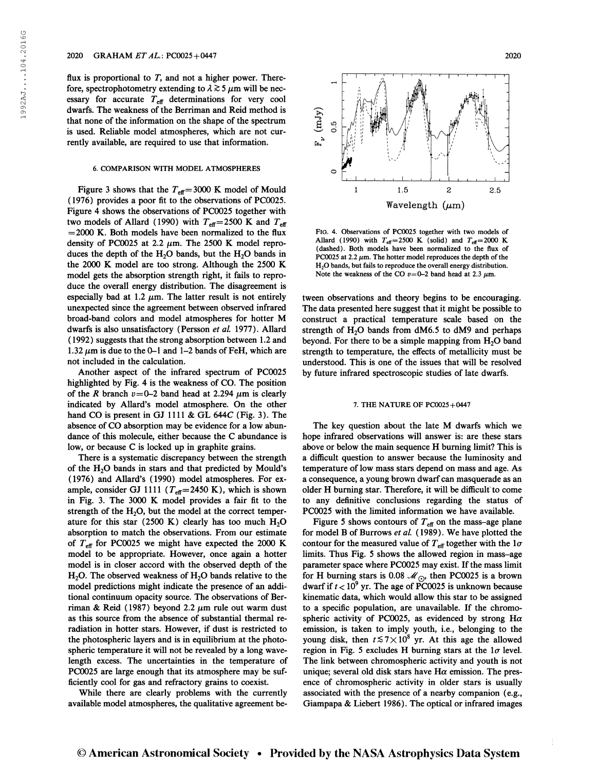flux is proportional to $T$, and not a higher power. Therefore, spectrophotometry extending to $\lambda \gtrsim 5\ \mu m$ will be necessary for accurate $T_{eff}$ determinations for very cool dwarfs. The weakness of the Berriman and Reid method is that none of the information on the shape of the spectrum is used. Reliable model atmospheres, which are not currently available, are required to use that information.

## 6. COMPARISON WITH MODEL ATMOSPHERES

Figure 3 shows that the $T_{eff}=3000$ K model of Mould (1976) provides a poor fit to the observations of PC0025. Figure 4 shows the observations of PC0025 together with two models of Allard (1990) with $T_{eff}=2500$ K and $T_{eff}=2000$ K. Both models have been normalized to the flux density of PC0025 at 2.2 $\mu m$. The 2500 K model reproduces the depth of the $H_2O$ bands, but the $H_2O$ bands in the 2000 K model are too strong. Although the 2500 K model gets the absorption strength right, it fails to reproduce the overall energy distribution. The disagreement is especially bad at 1.2 $\mu m$. The latter result is not entirely unexpected since the agreement between observed infrared broad-band colors and model atmospheres for hotter M dwarfs is also unsatisfactory (Persson *et al.* 1977). Allard (1992) suggests that the strong absorption between 1.2 and 1.32 $\mu m$ is due to the 0–1 and 1–2 bands of FeH, which are not included in the calculation.

Another aspect of the infrared spectrum of PC0025 highlighted by Fig. 4 is the weakness of CO. The position of the $R$ branch $v=0$–2 band head at 2.294 $\mu m$ is clearly indicated by Allard's model atmosphere. On the other hand CO is present in GJ 1111 & GL 644$C$ (Fig. 3). The absence of CO absorption may be evidence for a low abundance of this molecule, either because the C abundance is low, or because C is locked up in graphite grains.

There is a systematic discrepancy between the strength of the $H_2O$ bands in stars and that predicted by Mould's (1976) and Allard's (1990) model atmospheres. For example, consider GJ 1111 ($T_{eff}=2450$ K), which is shown in Fig. 3. The 3000 K model provides a fair fit to the strength of the $H_2O$, but the model at the correct temperature for this star (2500 K) clearly has too much $H_2O$ absorption to match the observations. From our estimate of $T_{eff}$ for PC0025 we might have expected the 2000 K model to be appropriate. However, once again a hotter model is in closer accord with the observed depth of the $H_2O$. The observed weakness of $H_2O$ bands relative to the model predictions might indicate the presence of an additional continuum opacity source. The observations of Berriman & Reid (1987) beyond 2.2 $\mu m$ rule out warm dust as this source from the absence of substantial thermal reradiation in hotter stars. However, if dust is restricted to the photospheric layers and is in equilibrium at the photospheric temperature it will not be revealed by a long wavelength excess. The uncertainties in the temperature of PC0025 are large enough that its atmosphere may be sufficiently cool for gas and refractory grains to coexist.

While there are clearly problems with the currently available model atmospheres, the qualitative agreement between observations and theory begins to be encouraging. The data presented here suggest that it might be possible to construct a practical temperature scale based on the strength of $H_2O$ bands from dM6.5 to dM9 and perhaps beyond. For there to be a simple mapping from $H_2O$ band strength to temperature, the effects of metallicity must be understood. This is one of the issues that will be resolved by future infrared spectroscopic studies of late dwarfs.

FIG. 4. Observations of PC0025 together with two models of Allard (1990) with $T_{eff}=2500$ K (solid) and $T_{eff}=2000$ K (dashed). Both models have been normalized to the flux of PC0025 at 2.2 $\mu m$. The hotter model reproduces the depth of the $H_2O$ bands, but fails to reproduce the overall energy distribution. Note the weakness of the CO $v=0$–2 band head at 2.3 $\mu m$.

## 7. THE NATURE OF PC0025+0447

The key question about the late M dwarfs which we hope infrared observations will answer is: are these stars above or below the main sequence H burning limit? This is a difficult question to answer because the luminosity and temperature of low mass stars depend on mass and age. As a consequence, a young brown dwarf can masquerade as an older H burning star. Therefore, it will be difficult to come to any definitive conclusions regarding the status of PC0025 with the limited information we have available.

Figure 5 shows contours of $T_{eff}$ on the mass–age plane for model B of Burrows *et al.* (1989). We have plotted the contour for the measured value of $T_{eff}$ together with the $1\sigma$ limits. Thus Fig. 5 shows the allowed region in mass–age parameter space where PC0025 may exist. If the mass limit for H burning stars is 0.08 $\mathcal{M}_{\odot}$, then PC0025 is a brown dwarf if $t<10^9$ yr. The age of PC0025 is unknown because kinematic data, which would allow this star to be assigned to a specific population, are unavailable. If the chromospheric activity of PC0025, as evidenced by strong H$\alpha$ emission, is taken to imply youth, i.e., belonging to the young disk, then $t \lesssim 7\times10^8$ yr. At this age the allowed region in Fig. 5 excludes H burning stars at the $1\sigma$ level. The link between chromospheric activity and youth is not unique; several old disk stars have H$\alpha$ emission. The presence of chromospheric activity in older stars is usually associated with the presence of a nearby companion (e.g., Giampapa & Liebert 1986). The optical or infrared images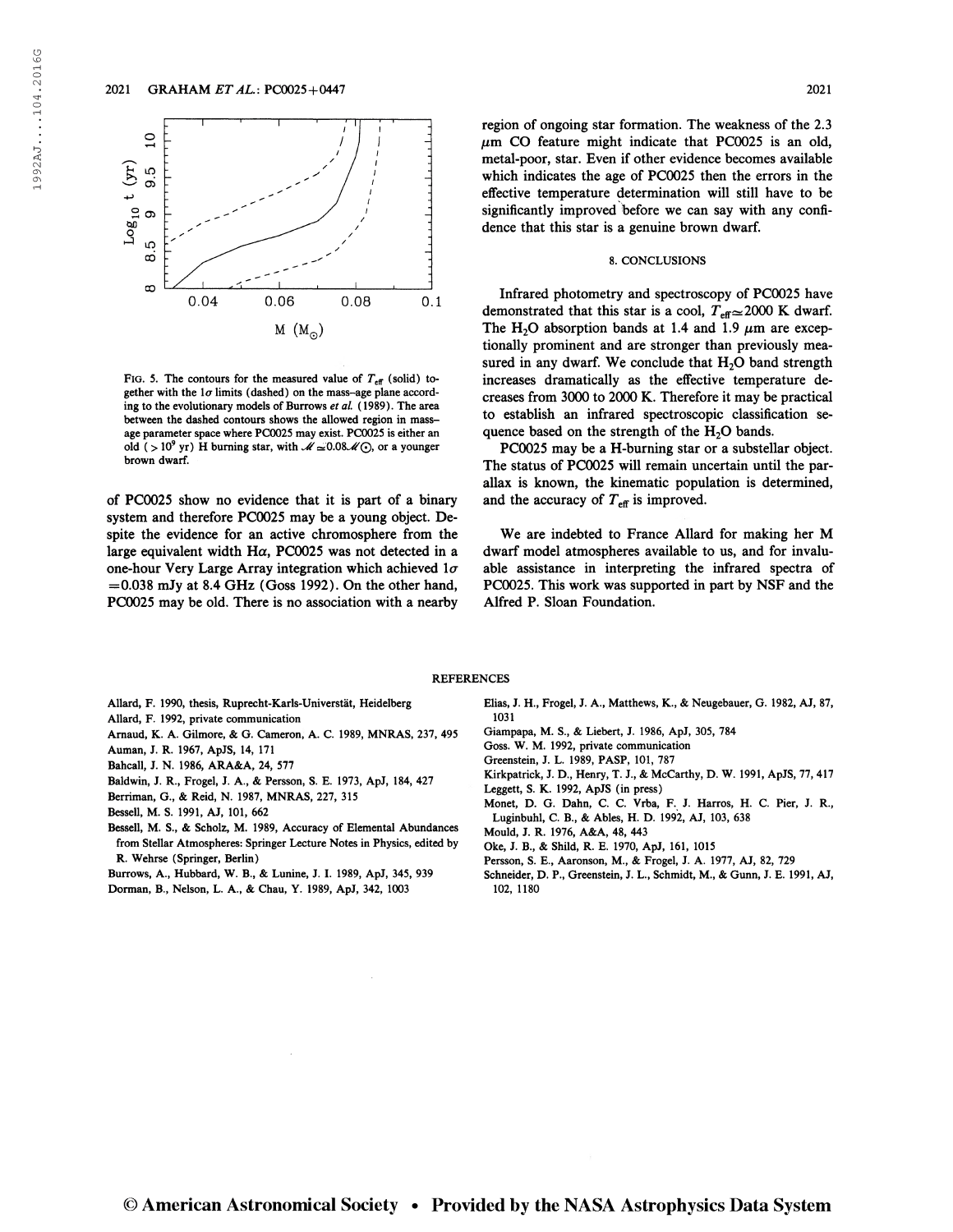$\mathrm{Log}_{10}$ t (yr)

8

8.5

9

9.5

10

0.04

0.06

0.08

0.1

M ($M_\odot$)

FIG. 5. The contours for the measured value of $T_{\rm eff}$ (solid) together with the $1\sigma$ limits (dashed) on the mass–age plane according to the evolutionary models of Burrows *et al.* (1989). The area between the dashed contours shows the allowed region in mass–age parameter space where PC0025 may exist. PC0025 is either an old ($>10^9$ yr) H burning star, with $\mathscr{M} \simeq 0.08 \mathscr{M}_\odot$, or a younger brown dwarf.

of PC0025 show no evidence that it is part of a binary system and therefore PC0025 may be a young object. Despite the evidence for an active chromosphere from the large equivalent width H$\alpha$, PC0025 was not detected in a one-hour Very Large Array integration which achieved $1\sigma = 0.038$ mJy at 8.4 GHz (Goss 1992). On the other hand, PC0025 may be old. There is no association with a nearby region of ongoing star formation. The weakness of the 2.3 $\mu$m CO feature might indicate that PC0025 is an old, metal-poor, star. Even if other evidence becomes available which indicates the age of PC0025 then the errors in the effective temperature determination will still have to be significantly improved before we can say with any confidence that this star is a genuine brown dwarf.

## 8. CONCLUSIONS

Infrared photometry and spectroscopy of PC0025 have demonstrated that this star is a cool, $T_{\rm eff} \simeq 2000$ K dwarf. The $H_2O$ absorption bands at 1.4 and 1.9 $\mu$m are exceptionally prominent and are stronger than previously measured in any dwarf. We conclude that $H_2O$ band strength increases dramatically as the effective temperature decreases from 3000 to 2000 K. Therefore it may be practical to establish an infrared spectroscopic classification sequence based on the strength of the $H_2O$ bands.

PC0025 may be a H-burning star or a substellar object. The status of PC0025 will remain uncertain until the parallax is known, the kinematic population is determined, and the accuracy of $T_{\rm eff}$ is improved.

We are indebted to France Allard for making her M dwarf model atmospheres available to us, and for invaluable assistance in interpreting the infrared spectra of PC0025. This work was supported in part by NSF and the Alfred P. Sloan Foundation.

## REFERENCES

Allard, F. 1990, thesis, Ruprecht-Karls-Universtät, Heidelberg

Allard, F. 1992, private communication

Arnaud, K. A. Gilmore, & G. Cameron, A. C. 1989, MNRAS, 237, 495

Auman, J. R. 1967, ApJS, 14, 171

Bahcall, J. N. 1986, ARA&A, 24, 577

Baldwin, J. R., Frogel, J. A., & Persson, S. E. 1973, ApJ, 184, 427

Berriman, G., & Reid, N. 1987, MNRAS, 227, 315

Bessell, M. S. 1991, AJ, 101, 662

Bessell, M. S., & Scholz, M. 1989, Accuracy of Elemental Abundances from Stellar Atmospheres: Springer Lecture Notes in Physics, edited by R. Wehrse (Springer, Berlin)

Burrows, A., Hubbard, W. B., & Lunine, J. I. 1989, ApJ, 345, 939

Dorman, B., Nelson, L. A., & Chau, Y. 1989, ApJ, 342, 1003

Elias, J. H., Frogel, J. A., Matthews, K., & Neugebauer, G. 1982, AJ, 87, 1031

Giampapa, M. S., & Liebert, J. 1986, ApJ, 305, 784

Goss. W. M. 1992, private communication

Greenstein, J. L. 1989, PASP, 101, 787

Kirkpatrick, J. D., Henry, T. J., & McCarthy, D. W. 1991, ApJS, 77, 417

Leggett, S. K. 1992, ApJS (in press)

Monet, D. G. Dahn, C. C. Vrba, F. J. Harros, H. C. Pier, J. R., Luginbuhl, C. B., & Ables, H. D. 1992, AJ, 103, 638

Mould, J. R. 1976, A&A, 48, 443

Oke, J. B., & Shild, R. E. 1970, ApJ, 161, 1015

Persson, S. E., Aaronson, M., & Frogel, J. A. 1977, AJ, 82, 729

Schneider, D. P., Greenstein, J. L., Schmidt, M., & Gunn, J. E. 1991, AJ, 102, 1180